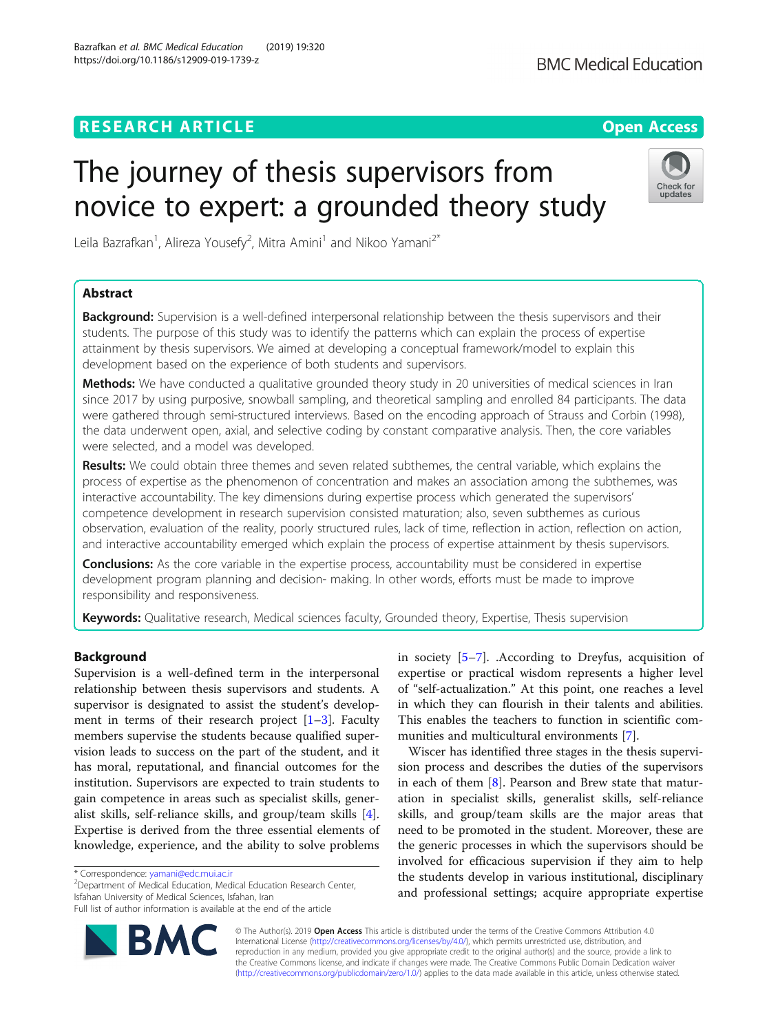RESEARCH ARTICLE

Open Access

# The journey of thesis supervisors from novice to expert: a grounded theory study

Leila Bazrafkan[1], Alireza Yousefy[2], Mitra Amini[1] and Nikoo Yamani[2*]

## Abstract

**Background:** Supervision is a well-defined interpersonal relationship between the thesis supervisors and their students. The purpose of this study was to identify the patterns which can explain the process of expertise attainment by thesis supervisors. We aimed at developing a conceptual framework/model to explain this development based on the experience of both students and supervisors.

**Methods:** We have conducted a qualitative grounded theory study in 20 universities of medical sciences in Iran since 2017 by using purposive, snowball sampling, and theoretical sampling and enrolled 84 participants. The data were gathered through semi-structured interviews. Based on the encoding approach of Strauss and Corbin (1998), the data underwent open, axial, and selective coding by constant comparative analysis. Then, the core variables were selected, and a model was developed.

**Results:** We could obtain three themes and seven related subthemes, the central variable, which explains the process of expertise as the phenomenon of concentration and makes an association among the subthemes, was interactive accountability. The key dimensions during expertise process which generated the supervisors' competence development in research supervision consisted maturation; also, seven subthemes as curious observation, evaluation of the reality, poorly structured rules, lack of time, reflection in action, reflection on action, and interactive accountability emerged which explain the process of expertise attainment by thesis supervisors.

**Conclusions:** As the core variable in the expertise process, accountability must be considered in expertise development program planning and decision- making. In other words, efforts must be made to improve responsibility and responsiveness.

**Keywords:** Qualitative research, Medical sciences faculty, Grounded theory, Expertise, Thesis supervision

## Background

Supervision is a well-defined term in the interpersonal relationship between thesis supervisors and students. A supervisor is designated to assist the student's development in terms of their research project [1–3]. Faculty members supervise the students because qualified supervision leads to success on the part of the student, and it has moral, reputational, and financial outcomes for the institution. Supervisors are expected to train students to gain competence in areas such as specialist skills, generalist skills, self-reliance skills, and group/team skills [4]. Expertise is derived from the three essential elements of knowledge, experience, and the ability to solve problems in society [5–7]. .According to Dreyfus, acquisition of expertise or practical wisdom represents a higher level of "self-actualization." At this point, one reaches a level in which they can flourish in their talents and abilities. This enables the teachers to function in scientific communities and multicultural environments [7].

Wiscer has identified three stages in the thesis supervision process and describes the duties of the supervisors in each of them [8]. Pearson and Brew state that maturation in specialist skills, generalist skills, self-reliance skills, and group/team skills are the major areas that need to be promoted in the student. Moreover, these are the generic processes in which the supervisors should be involved for efficacious supervision if they aim to help the students develop in various institutional, disciplinary and professional settings; acquire appropriate expertise

* Correspondence: yamani@edc.mui.ac.ir
[2]Department of Medical Education, Medical Education Research Center, Isfahan University of Medical Sciences, Isfahan, Iran
Full list of author information is available at the end of the article

© The Author(s). 2019 **Open Access** This article is distributed under the terms of the Creative Commons Attribution 4.0 International License (http://creativecommons.org/licenses/by/4.0/), which permits unrestricted use, distribution, and reproduction in any medium, provided you give appropriate credit to the original author(s) and the source, provide a link to the Creative Commons license, and indicate if changes were made. The Creative Commons Public Domain Dedication waiver (http://creativecommons.org/publicdomain/zero/1.0/) applies to the data made available in this article, unless otherwise stated.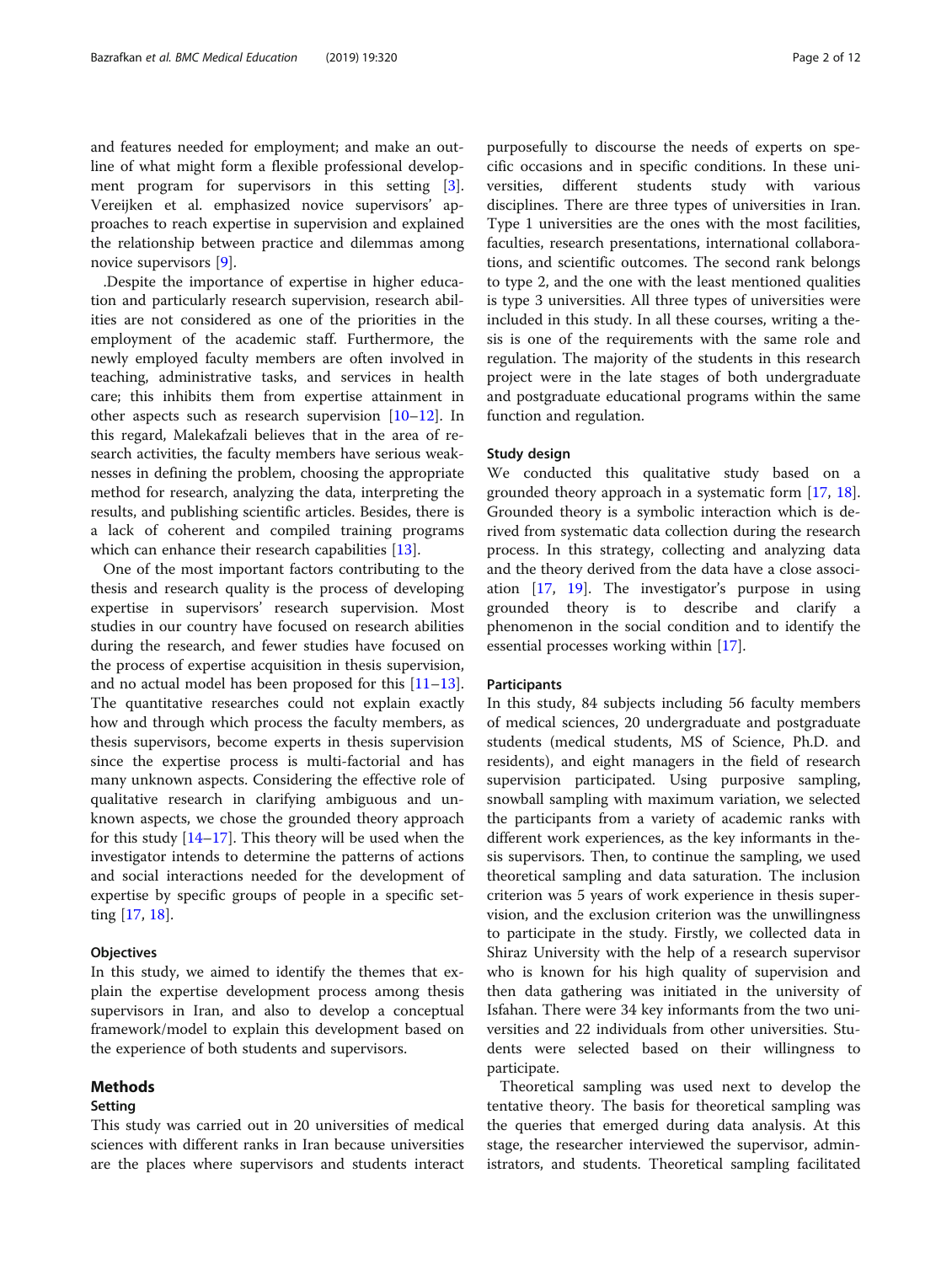and features needed for employment; and make an outline of what might form a flexible professional development program for supervisors in this setting [3]. Vereijken et al. emphasized novice supervisors' approaches to reach expertise in supervision and explained the relationship between practice and dilemmas among novice supervisors [9].

.Despite the importance of expertise in higher education and particularly research supervision, research abilities are not considered as one of the priorities in the employment of the academic staff. Furthermore, the newly employed faculty members are often involved in teaching, administrative tasks, and services in health care; this inhibits them from expertise attainment in other aspects such as research supervision [10–12]. In this regard, Malekafzali believes that in the area of research activities, the faculty members have serious weaknesses in defining the problem, choosing the appropriate method for research, analyzing the data, interpreting the results, and publishing scientific articles. Besides, there is a lack of coherent and compiled training programs which can enhance their research capabilities [13].

One of the most important factors contributing to the thesis and research quality is the process of developing expertise in supervisors' research supervision. Most studies in our country have focused on research abilities during the research, and fewer studies have focused on the process of expertise acquisition in thesis supervision, and no actual model has been proposed for this [11–13]. The quantitative researches could not explain exactly how and through which process the faculty members, as thesis supervisors, become experts in thesis supervision since the expertise process is multi-factorial and has many unknown aspects. Considering the effective role of qualitative research in clarifying ambiguous and unknown aspects, we chose the grounded theory approach for this study [14–17]. This theory will be used when the investigator intends to determine the patterns of actions and social interactions needed for the development of expertise by specific groups of people in a specific setting [17, 18].

### Objectives

In this study, we aimed to identify the themes that explain the expertise development process among thesis supervisors in Iran, and also to develop a conceptual framework/model to explain this development based on the experience of both students and supervisors.

## Methods

### Setting

This study was carried out in 20 universities of medical sciences with different ranks in Iran because universities are the places where supervisors and students interact purposefully to discourse the needs of experts on specific occasions and in specific conditions. In these universities, different students study with various disciplines. There are three types of universities in Iran. Type 1 universities are the ones with the most facilities, faculties, research presentations, international collaborations, and scientific outcomes. The second rank belongs to type 2, and the one with the least mentioned qualities is type 3 universities. All three types of universities were included in this study. In all these courses, writing a thesis is one of the requirements with the same role and regulation. The majority of the students in this research project were in the late stages of both undergraduate and postgraduate educational programs within the same function and regulation.

### Study design

We conducted this qualitative study based on a grounded theory approach in a systematic form [17, 18]. Grounded theory is a symbolic interaction which is derived from systematic data collection during the research process. In this strategy, collecting and analyzing data and the theory derived from the data have a close association [17, 19]. The investigator's purpose in using grounded theory is to describe and clarify a phenomenon in the social condition and to identify the essential processes working within [17].

### Participants

In this study, 84 subjects including 56 faculty members of medical sciences, 20 undergraduate and postgraduate students (medical students, MS of Science, Ph.D. and residents), and eight managers in the field of research supervision participated. Using purposive sampling, snowball sampling with maximum variation, we selected the participants from a variety of academic ranks with different work experiences, as the key informants in thesis supervisors. Then, to continue the sampling, we used theoretical sampling and data saturation. The inclusion criterion was 5 years of work experience in thesis supervision, and the exclusion criterion was the unwillingness to participate in the study. Firstly, we collected data in Shiraz University with the help of a research supervisor who is known for his high quality of supervision and then data gathering was initiated in the university of Isfahan. There were 34 key informants from the two universities and 22 individuals from other universities. Students were selected based on their willingness to participate.

Theoretical sampling was used next to develop the tentative theory. The basis for theoretical sampling was the queries that emerged during data analysis. At this stage, the researcher interviewed the supervisor, administrators, and students. Theoretical sampling facilitated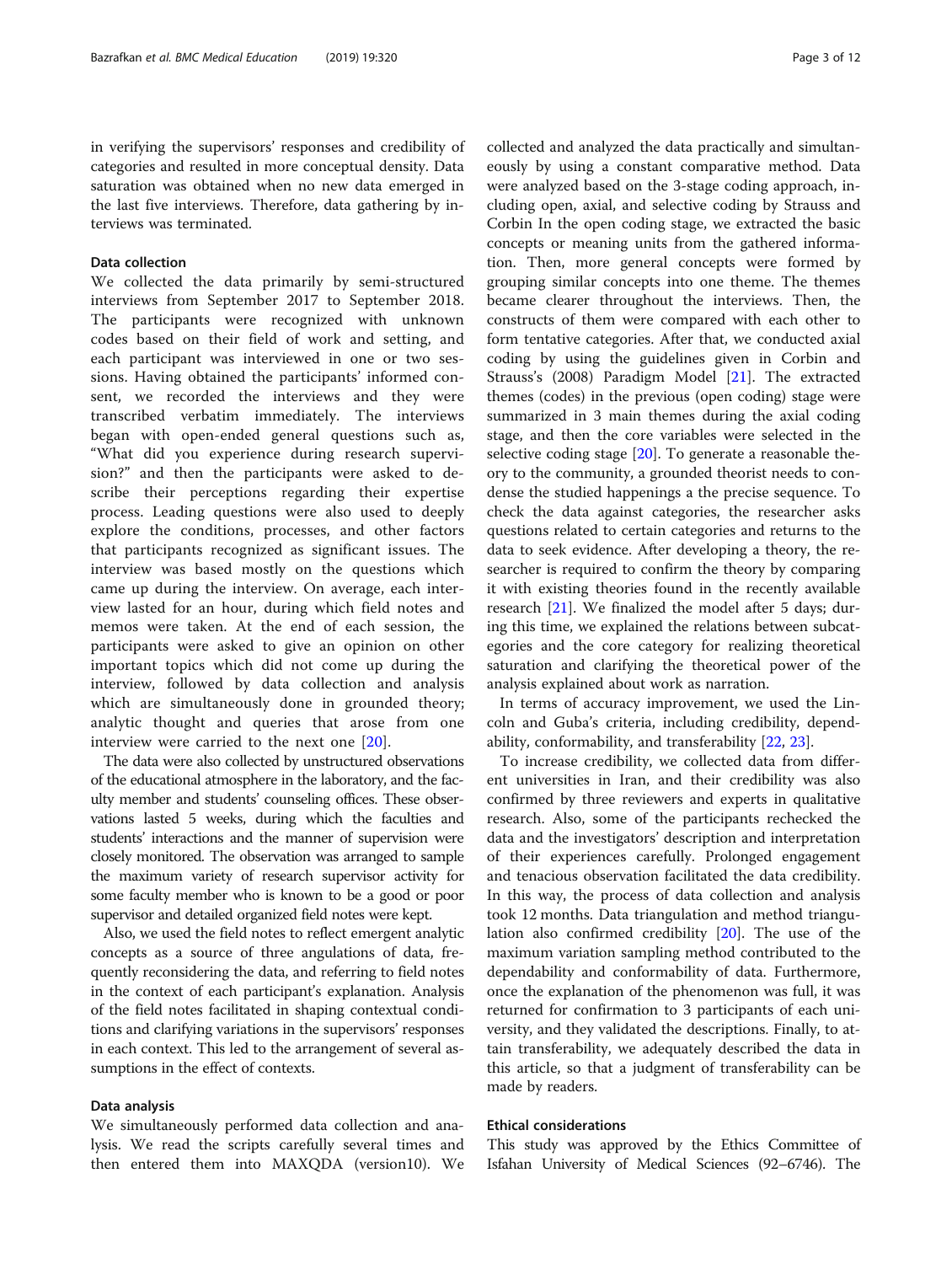in verifying the supervisors' responses and credibility of categories and resulted in more conceptual density. Data saturation was obtained when no new data emerged in the last five interviews. Therefore, data gathering by interviews was terminated.

### Data collection

We collected the data primarily by semi-structured interviews from September 2017 to September 2018. The participants were recognized with unknown codes based on their field of work and setting, and each participant was interviewed in one or two sessions. Having obtained the participants' informed consent, we recorded the interviews and they were transcribed verbatim immediately. The interviews began with open-ended general questions such as, "What did you experience during research supervision?" and then the participants were asked to describe their perceptions regarding their expertise process. Leading questions were also used to deeply explore the conditions, processes, and other factors that participants recognized as significant issues. The interview was based mostly on the questions which came up during the interview. On average, each interview lasted for an hour, during which field notes and memos were taken. At the end of each session, the participants were asked to give an opinion on other important topics which did not come up during the interview, followed by data collection and analysis which are simultaneously done in grounded theory; analytic thought and queries that arose from one interview were carried to the next one [20].

The data were also collected by unstructured observations of the educational atmosphere in the laboratory, and the faculty member and students' counseling offices. These observations lasted 5 weeks, during which the faculties and students' interactions and the manner of supervision were closely monitored. The observation was arranged to sample the maximum variety of research supervisor activity for some faculty member who is known to be a good or poor supervisor and detailed organized field notes were kept.

Also, we used the field notes to reflect emergent analytic concepts as a source of three angulations of data, frequently reconsidering the data, and referring to field notes in the context of each participant's explanation. Analysis of the field notes facilitated in shaping contextual conditions and clarifying variations in the supervisors' responses in each context. This led to the arrangement of several assumptions in the effect of contexts.

### Data analysis

We simultaneously performed data collection and analysis. We read the scripts carefully several times and then entered them into MAXQDA (version10). We collected and analyzed the data practically and simultaneously by using a constant comparative method. Data were analyzed based on the 3-stage coding approach, including open, axial, and selective coding by Strauss and Corbin In the open coding stage, we extracted the basic concepts or meaning units from the gathered information. Then, more general concepts were formed by grouping similar concepts into one theme. The themes became clearer throughout the interviews. Then, the constructs of them were compared with each other to form tentative categories. After that, we conducted axial coding by using the guidelines given in Corbin and Strauss's (2008) Paradigm Model [21]. The extracted themes (codes) in the previous (open coding) stage were summarized in 3 main themes during the axial coding stage, and then the core variables were selected in the selective coding stage [20]. To generate a reasonable theory to the community, a grounded theorist needs to condense the studied happenings a the precise sequence. To check the data against categories, the researcher asks questions related to certain categories and returns to the data to seek evidence. After developing a theory, the researcher is required to confirm the theory by comparing it with existing theories found in the recently available research [21]. We finalized the model after 5 days; during this time, we explained the relations between subcategories and the core category for realizing theoretical saturation and clarifying the theoretical power of the analysis explained about work as narration.

In terms of accuracy improvement, we used the Lincoln and Guba's criteria, including credibility, dependability, conformability, and transferability [22, 23].

To increase credibility, we collected data from different universities in Iran, and their credibility was also confirmed by three reviewers and experts in qualitative research. Also, some of the participants rechecked the data and the investigators' description and interpretation of their experiences carefully. Prolonged engagement and tenacious observation facilitated the data credibility. In this way, the process of data collection and analysis took 12 months. Data triangulation and method triangulation also confirmed credibility [20]. The use of the maximum variation sampling method contributed to the dependability and conformability of data. Furthermore, once the explanation of the phenomenon was full, it was returned for confirmation to 3 participants of each university, and they validated the descriptions. Finally, to attain transferability, we adequately described the data in this article, so that a judgment of transferability can be made by readers.

### Ethical considerations

This study was approved by the Ethics Committee of Isfahan University of Medical Sciences (92–6746). The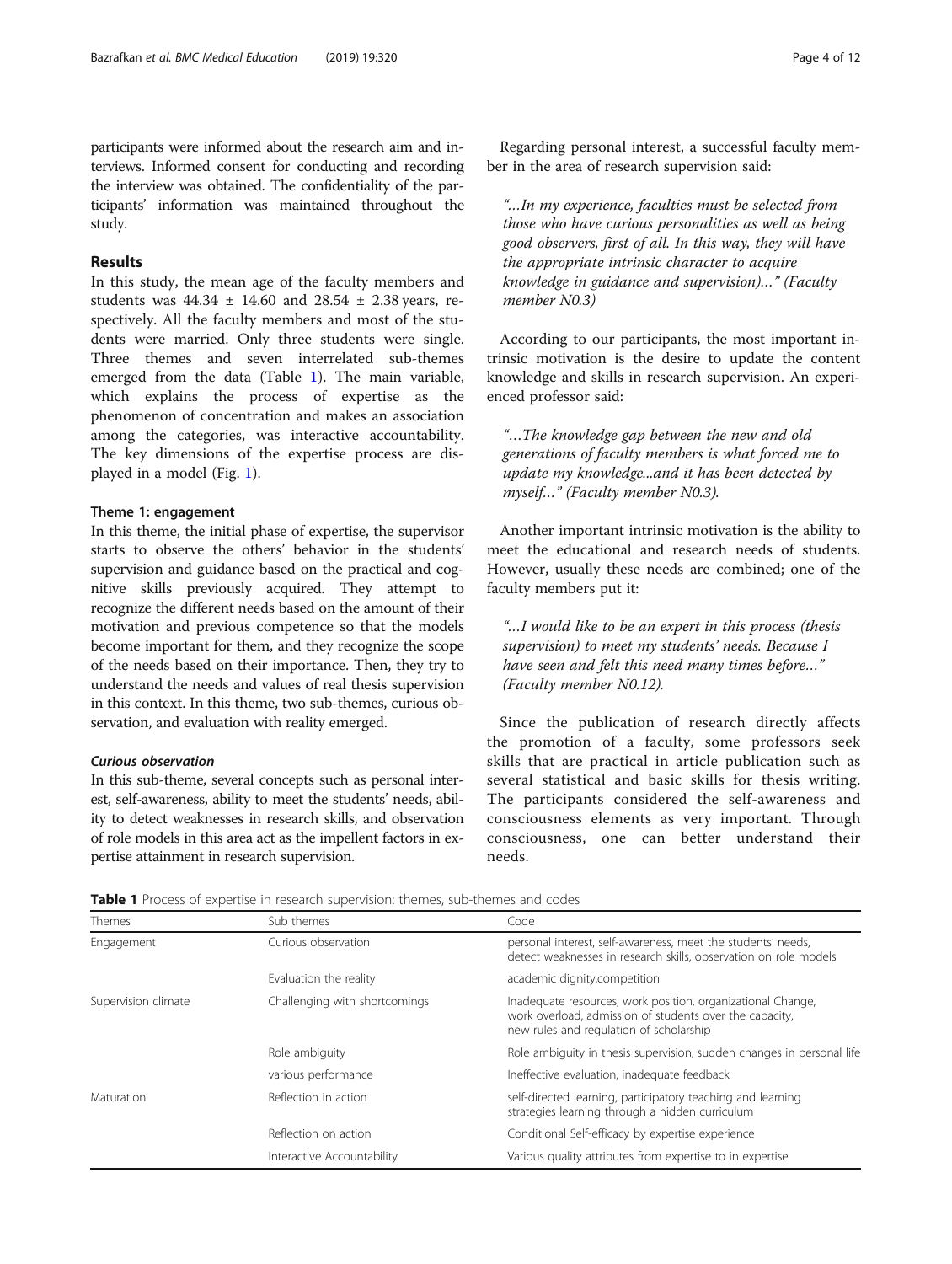participants were informed about the research aim and interviews. Informed consent for conducting and recording the interview was obtained. The confidentiality of the participants' information was maintained throughout the study.

## Results

In this study, the mean age of the faculty members and students was 44.34 ± 14.60 and 28.54 ± 2.38 years, respectively. All the faculty members and most of the students were married. Only three students were single. Three themes and seven interrelated sub-themes emerged from the data (Table 1). The main variable, which explains the process of expertise as the phenomenon of concentration and makes an association among the categories, was interactive accountability. The key dimensions of the expertise process are displayed in a model (Fig. 1).

### Theme 1: engagement

In this theme, the initial phase of expertise, the supervisor starts to observe the others' behavior in the students' supervision and guidance based on the practical and cognitive skills previously acquired. They attempt to recognize the different needs based on the amount of their motivation and previous competence so that the models become important for them, and they recognize the scope of the needs based on their importance. Then, they try to understand the needs and values of real thesis supervision in this context. In this theme, two sub-themes, curious observation, and evaluation with reality emerged.

#### *Curious observation*

In this sub-theme, several concepts such as personal interest, self-awareness, ability to meet the students' needs, ability to detect weaknesses in research skills, and observation of role models in this area act as the impellent factors in expertise attainment in research supervision.

Regarding personal interest, a successful faculty member in the area of research supervision said:

> *"…In my experience, faculties must be selected from those who have curious personalities as well as being good observers, first of all. In this way, they will have the appropriate intrinsic character to acquire knowledge in guidance and supervision)…" (Faculty member N0.3)*

According to our participants, the most important intrinsic motivation is the desire to update the content knowledge and skills in research supervision. An experienced professor said:

> *"…The knowledge gap between the new and old generations of faculty members is what forced me to update my knowledge...and it has been detected by myself…" (Faculty member N0.3).*

Another important intrinsic motivation is the ability to meet the educational and research needs of students. However, usually these needs are combined; one of the faculty members put it:

> *"…I would like to be an expert in this process (thesis supervision) to meet my students' needs. Because I have seen and felt this need many times before…" (Faculty member N0.12).*

Since the publication of research directly affects the promotion of a faculty, some professors seek skills that are practical in article publication such as several statistical and basic skills for thesis writing. The participants considered the self-awareness and consciousness elements as very important. Through consciousness, one can better understand their needs.

**Table 1** Process of expertise in research supervision: themes, sub-themes and codes

| Themes | Sub themes | Code |
|---|---|---|
| Engagement | Curious observation | personal interest, self-awareness, meet the students' needs, detect weaknesses in research skills, observation on role models |
| | Evaluation the reality | academic dignity,competition |
| Supervision climate | Challenging with shortcomings | Inadequate resources, work position, organizational Change, work overload, admission of students over the capacity, new rules and regulation of scholarship |
| | Role ambiguity | Role ambiguity in thesis supervision, sudden changes in personal life |
| | various performance | Ineffective evaluation, inadequate feedback |
| Maturation | Reflection in action | self-directed learning, participatory teaching and learning strategies learning through a hidden curriculum |
| | Reflection on action | Conditional Self-efficacy by expertise experience |
| | Interactive Accountability | Various quality attributes from expertise to in expertise |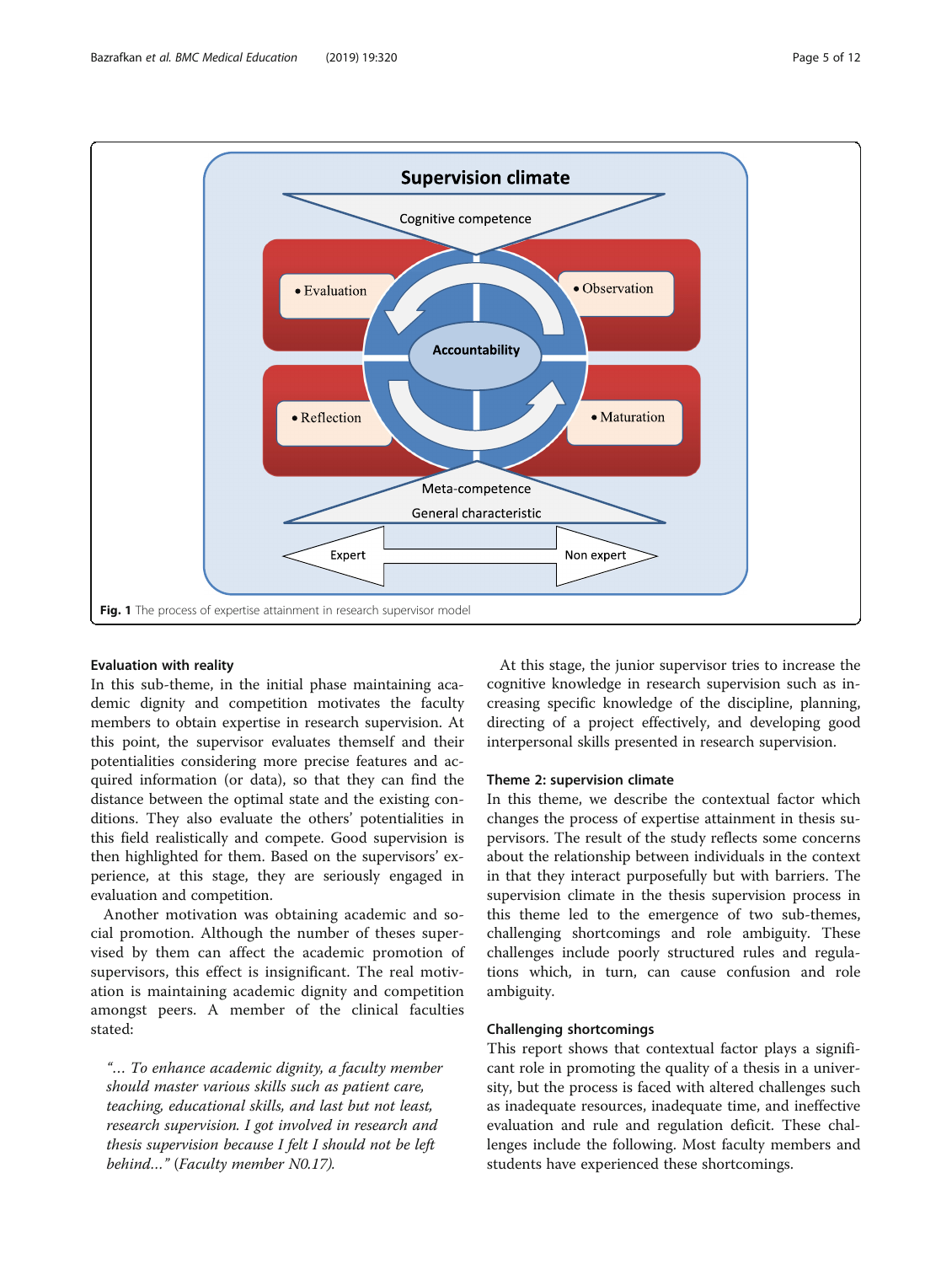Supervision climate

Cognitive competence

• Evaluation

• Observation

Accountability

• Reflection

• Maturation

Meta-competence

General characteristic

Expert

Non expert

**Fig. 1** The process of expertise attainment in research supervisor model

### Evaluation with reality

In this sub-theme, in the initial phase maintaining academic dignity and competition motivates the faculty members to obtain expertise in research supervision. At this point, the supervisor evaluates themself and their potentialities considering more precise features and acquired information (or data), so that they can find the distance between the optimal state and the existing conditions. They also evaluate the others' potentialities in this field realistically and compete. Good supervision is then highlighted for them. Based on the supervisors' experience, at this stage, they are seriously engaged in evaluation and competition.

Another motivation was obtaining academic and social promotion. Although the number of theses supervised by them can affect the academic promotion of supervisors, this effect is insignificant. The real motivation is maintaining academic dignity and competition amongst peers. A member of the clinical faculties stated:

> *"… To enhance academic dignity, a faculty member should master various skills such as patient care, teaching, educational skills, and last but not least, research supervision. I got involved in research and thesis supervision because I felt I should not be left behind…"* (*Faculty member N0.17).*

At this stage, the junior supervisor tries to increase the cognitive knowledge in research supervision such as increasing specific knowledge of the discipline, planning, directing of a project effectively, and developing good interpersonal skills presented in research supervision.

### Theme 2: supervision climate

In this theme, we describe the contextual factor which changes the process of expertise attainment in thesis supervisors. The result of the study reflects some concerns about the relationship between individuals in the context in that they interact purposefully but with barriers. The supervision climate in the thesis supervision process in this theme led to the emergence of two sub-themes, challenging shortcomings and role ambiguity. These challenges include poorly structured rules and regulations which, in turn, can cause confusion and role ambiguity.

### Challenging shortcomings

This report shows that contextual factor plays a significant role in promoting the quality of a thesis in a university, but the process is faced with altered challenges such as inadequate resources, inadequate time, and ineffective evaluation and rule and regulation deficit. These challenges include the following. Most faculty members and students have experienced these shortcomings.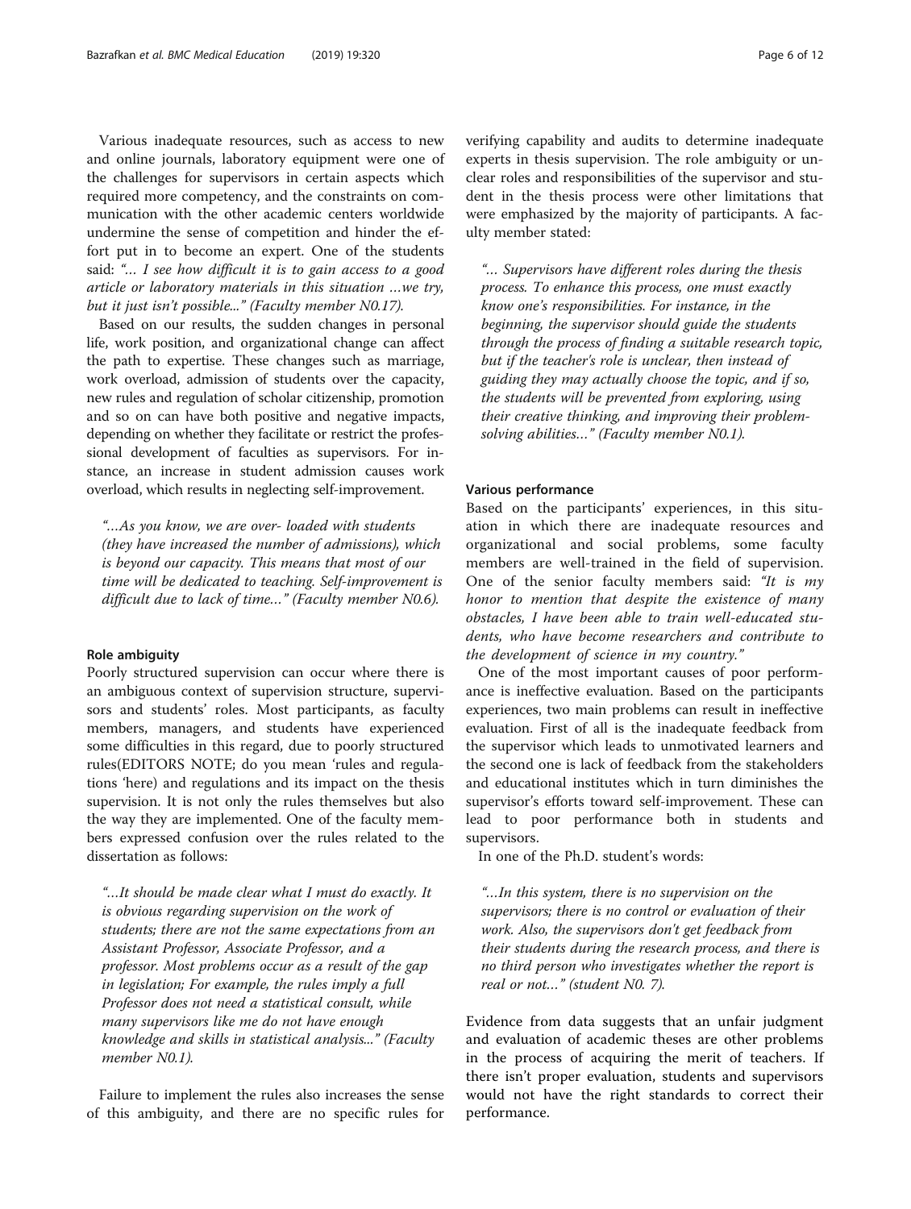Various inadequate resources, such as access to new and online journals, laboratory equipment were one of the challenges for supervisors in certain aspects which required more competency, and the constraints on communication with the other academic centers worldwide undermine the sense of competition and hinder the effort put in to become an expert. One of the students said: *"… I see how difficult it is to gain access to a good article or laboratory materials in this situation …we try, but it just isn't possible..." (Faculty member N0.17).*

Based on our results, the sudden changes in personal life, work position, and organizational change can affect the path to expertise. These changes such as marriage, work overload, admission of students over the capacity, new rules and regulation of scholar citizenship, promotion and so on can have both positive and negative impacts, depending on whether they facilitate or restrict the professional development of faculties as supervisors. For instance, an increase in student admission causes work overload, which results in neglecting self-improvement.

> *"…As you know, we are over- loaded with students (they have increased the number of admissions), which is beyond our capacity. This means that most of our time will be dedicated to teaching. Self-improvement is difficult due to lack of time…" (Faculty member N0.6).*

#### Role ambiguity

Poorly structured supervision can occur where there is an ambiguous context of supervision structure, supervisors and students' roles. Most participants, as faculty members, managers, and students have experienced some difficulties in this regard, due to poorly structured rules(EDITORS NOTE; do you mean 'rules and regulations 'here) and regulations and its impact on the thesis supervision. It is not only the rules themselves but also the way they are implemented. One of the faculty members expressed confusion over the rules related to the dissertation as follows:

> *"…It should be made clear what I must do exactly. It is obvious regarding supervision on the work of students; there are not the same expectations from an Assistant Professor, Associate Professor, and a professor. Most problems occur as a result of the gap in legislation; For example, the rules imply a full Professor does not need a statistical consult, while many supervisors like me do not have enough knowledge and skills in statistical analysis..." (Faculty member N0.1).*

Failure to implement the rules also increases the sense of this ambiguity, and there are no specific rules for verifying capability and audits to determine inadequate experts in thesis supervision. The role ambiguity or unclear roles and responsibilities of the supervisor and student in the thesis process were other limitations that were emphasized by the majority of participants. A faculty member stated:

> *"… Supervisors have different roles during the thesis process. To enhance this process, one must exactly know one's responsibilities. For instance, in the beginning, the supervisor should guide the students through the process of finding a suitable research topic, but if the teacher's role is unclear, then instead of guiding they may actually choose the topic, and if so, the students will be prevented from exploring, using their creative thinking, and improving their problem-solving abilities…" (Faculty member N0.1).*

#### Various performance

Based on the participants' experiences, in this situation in which there are inadequate resources and organizational and social problems, some faculty members are well-trained in the field of supervision. One of the senior faculty members said: *"It is my honor to mention that despite the existence of many obstacles, I have been able to train well-educated students, who have become researchers and contribute to the development of science in my country."*

One of the most important causes of poor performance is ineffective evaluation. Based on the participants experiences, two main problems can result in ineffective evaluation. First of all is the inadequate feedback from the supervisor which leads to unmotivated learners and the second one is lack of feedback from the stakeholders and educational institutes which in turn diminishes the supervisor's efforts toward self-improvement. These can lead to poor performance both in students and supervisors.

In one of the Ph.D. student's words:

> *"…In this system, there is no supervision on the supervisors; there is no control or evaluation of their work. Also, the supervisors don't get feedback from their students during the research process, and there is no third person who investigates whether the report is real or not…" (student N0. 7).*

Evidence from data suggests that an unfair judgment and evaluation of academic theses are other problems in the process of acquiring the merit of teachers. If there isn't proper evaluation, students and supervisors would not have the right standards to correct their performance.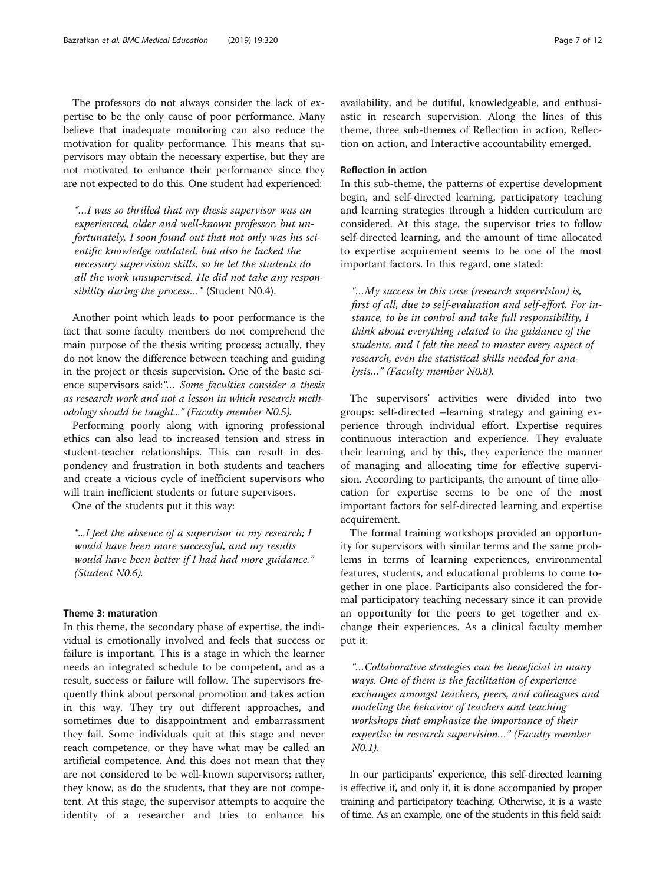The professors do not always consider the lack of expertise to be the only cause of poor performance. Many believe that inadequate monitoring can also reduce the motivation for quality performance. This means that supervisors may obtain the necessary expertise, but they are not motivated to enhance their performance since they are not expected to do this. One student had experienced:

> *"…I was so thrilled that my thesis supervisor was an experienced, older and well-known professor, but unfortunately, I soon found out that not only was his scientific knowledge outdated, but also he lacked the necessary supervision skills, so he let the students do all the work unsupervised. He did not take any responsibility during the process…"* (Student N0.4).

Another point which leads to poor performance is the fact that some faculty members do not comprehend the main purpose of the thesis writing process; actually, they do not know the difference between teaching and guiding in the project or thesis supervision. One of the basic science supervisors said:*"… Some faculties consider a thesis as research work and not a lesson in which research methodology should be taught..." (Faculty member N0.5).*

Performing poorly along with ignoring professional ethics can also lead to increased tension and stress in student-teacher relationships. This can result in despondency and frustration in both students and teachers and create a vicious cycle of inefficient supervisors who will train inefficient students or future supervisors.

One of the students put it this way:

> *"...I feel the absence of a supervisor in my research; I would have been more successful, and my results would have been better if I had had more guidance." (Student N0.6).*

#### Theme 3: maturation

In this theme, the secondary phase of expertise, the individual is emotionally involved and feels that success or failure is important. This is a stage in which the learner needs an integrated schedule to be competent, and as a result, success or failure will follow. The supervisors frequently think about personal promotion and takes action in this way. They try out different approaches, and sometimes due to disappointment and embarrassment they fail. Some individuals quit at this stage and never reach competence, or they have what may be called an artificial competence. And this does not mean that they are not considered to be well-known supervisors; rather, they know, as do the students, that they are not competent. At this stage, the supervisor attempts to acquire the identity of a researcher and tries to enhance his availability, and be dutiful, knowledgeable, and enthusiastic in research supervision. Along the lines of this theme, three sub-themes of Reflection in action, Reflection on action, and Interactive accountability emerged.

#### Reflection in action

In this sub-theme, the patterns of expertise development begin, and self-directed learning, participatory teaching and learning strategies through a hidden curriculum are considered. At this stage, the supervisor tries to follow self-directed learning, and the amount of time allocated to expertise acquirement seems to be one of the most important factors. In this regard, one stated:

> *"…My success in this case (research supervision) is, first of all, due to self-evaluation and self-effort. For instance, to be in control and take full responsibility, I think about everything related to the guidance of the students, and I felt the need to master every aspect of research, even the statistical skills needed for analysis…" (Faculty member N0.8).*

The supervisors' activities were divided into two groups: self-directed –learning strategy and gaining experience through individual effort. Expertise requires continuous interaction and experience. They evaluate their learning, and by this, they experience the manner of managing and allocating time for effective supervision. According to participants, the amount of time allocation for expertise seems to be one of the most important factors for self-directed learning and expertise acquirement.

The formal training workshops provided an opportunity for supervisors with similar terms and the same problems in terms of learning experiences, environmental features, students, and educational problems to come together in one place. Participants also considered the formal participatory teaching necessary since it can provide an opportunity for the peers to get together and exchange their experiences. As a clinical faculty member put it:

> *"…Collaborative strategies can be beneficial in many ways. One of them is the facilitation of experience exchanges amongst teachers, peers, and colleagues and modeling the behavior of teachers and teaching workshops that emphasize the importance of their expertise in research supervision…" (Faculty member N0.1).*

In our participants' experience, this self-directed learning is effective if, and only if, it is done accompanied by proper training and participatory teaching. Otherwise, it is a waste of time. As an example, one of the students in this field said: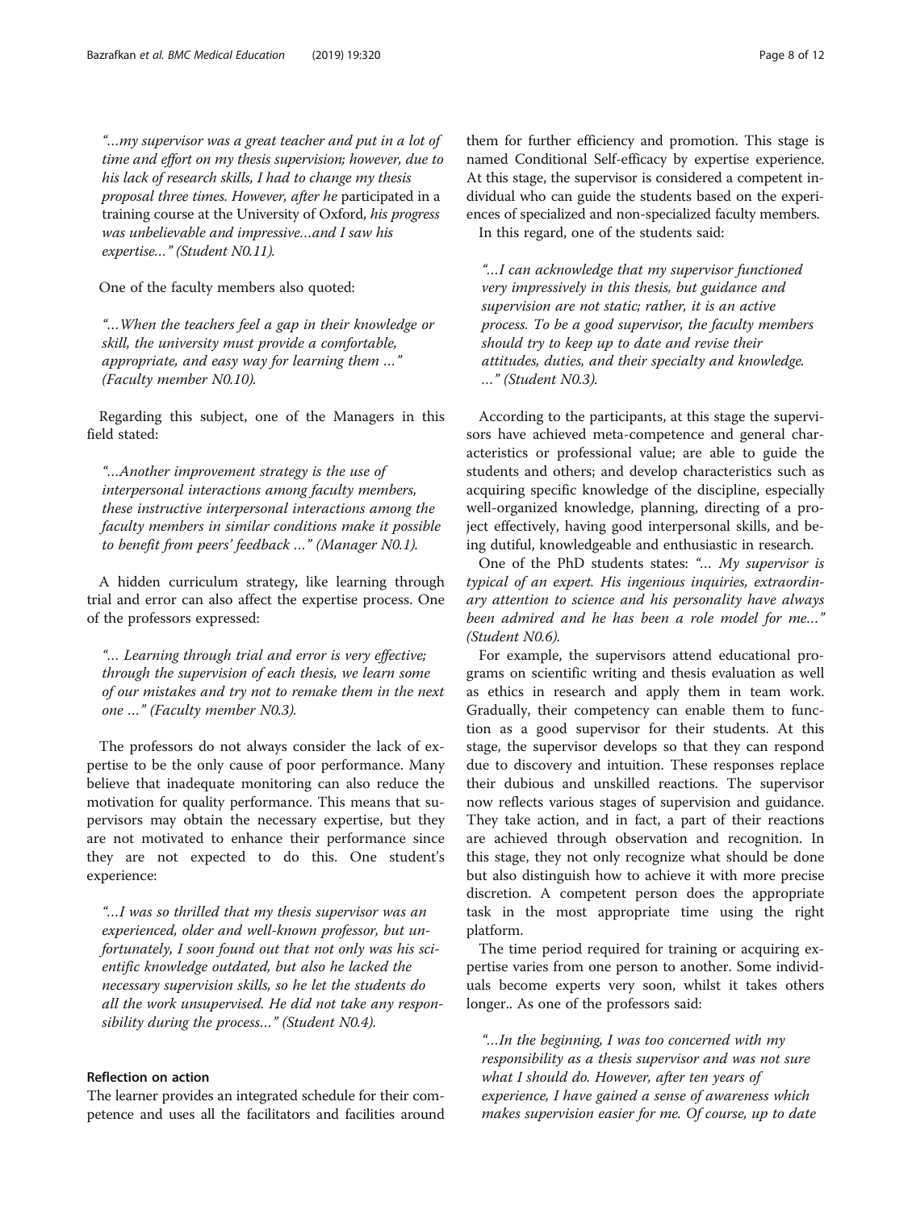*"…my supervisor was a great teacher and put in a lot of time and effort on my thesis supervision; however, due to his lack of research skills, I had to change my thesis proposal three times. However, after he* participated in a training course at the University of Oxford, *his progress was unbelievable and impressive…and I saw his expertise…" (Student N0.11).*

One of the faculty members also quoted:

*"…When the teachers feel a gap in their knowledge or skill, the university must provide a comfortable, appropriate, and easy way for learning them …" (Faculty member N0.10).*

Regarding this subject, one of the Managers in this field stated:

*"…Another improvement strategy is the use of interpersonal interactions among faculty members, these instructive interpersonal interactions among the faculty members in similar conditions make it possible to benefit from peers' feedback …" (Manager N0.1).*

A hidden curriculum strategy, like learning through trial and error can also affect the expertise process. One of the professors expressed:

*"… Learning through trial and error is very effective; through the supervision of each thesis, we learn some of our mistakes and try not to remake them in the next one …" (Faculty member N0.3).*

The professors do not always consider the lack of expertise to be the only cause of poor performance. Many believe that inadequate monitoring can also reduce the motivation for quality performance. This means that supervisors may obtain the necessary expertise, but they are not motivated to enhance their performance since they are not expected to do this. One student's experience:

*"…I was so thrilled that my thesis supervisor was an experienced, older and well-known professor, but unfortunately, I soon found out that not only was his scientific knowledge outdated, but also he lacked the necessary supervision skills, so he let the students do all the work unsupervised. He did not take any responsibility during the process…" (Student N0.4).*

#### Reflection on action

The learner provides an integrated schedule for their competence and uses all the facilitators and facilities around them for further efficiency and promotion. This stage is named Conditional Self-efficacy by expertise experience. At this stage, the supervisor is considered a competent individual who can guide the students based on the experiences of specialized and non-specialized faculty members.

In this regard, one of the students said:

*"…I can acknowledge that my supervisor functioned very impressively in this thesis, but guidance and supervision are not static; rather, it is an active process. To be a good supervisor, the faculty members should try to keep up to date and revise their attitudes, duties, and their specialty and knowledge. …" (Student N0.3).*

According to the participants, at this stage the supervisors have achieved meta-competence and general characteristics or professional value; are able to guide the students and others; and develop characteristics such as acquiring specific knowledge of the discipline, especially well-organized knowledge, planning, directing of a project effectively, having good interpersonal skills, and being dutiful, knowledgeable and enthusiastic in research.

One of the PhD students states: *"… My supervisor is typical of an expert. His ingenious inquiries, extraordinary attention to science and his personality have always been admired and he has been a role model for me…" (Student N0.6).*

For example, the supervisors attend educational programs on scientific writing and thesis evaluation as well as ethics in research and apply them in team work. Gradually, their competency can enable them to function as a good supervisor for their students. At this stage, the supervisor develops so that they can respond due to discovery and intuition. These responses replace their dubious and unskilled reactions. The supervisor now reflects various stages of supervision and guidance. They take action, and in fact, a part of their reactions are achieved through observation and recognition. In this stage, they not only recognize what should be done but also distinguish how to achieve it with more precise discretion. A competent person does the appropriate task in the most appropriate time using the right platform.

The time period required for training or acquiring expertise varies from one person to another. Some individuals become experts very soon, whilst it takes others longer.. As one of the professors said:

*"…In the beginning, I was too concerned with my responsibility as a thesis supervisor and was not sure what I should do. However, after ten years of experience, I have gained a sense of awareness which makes supervision easier for me. Of course, up to date*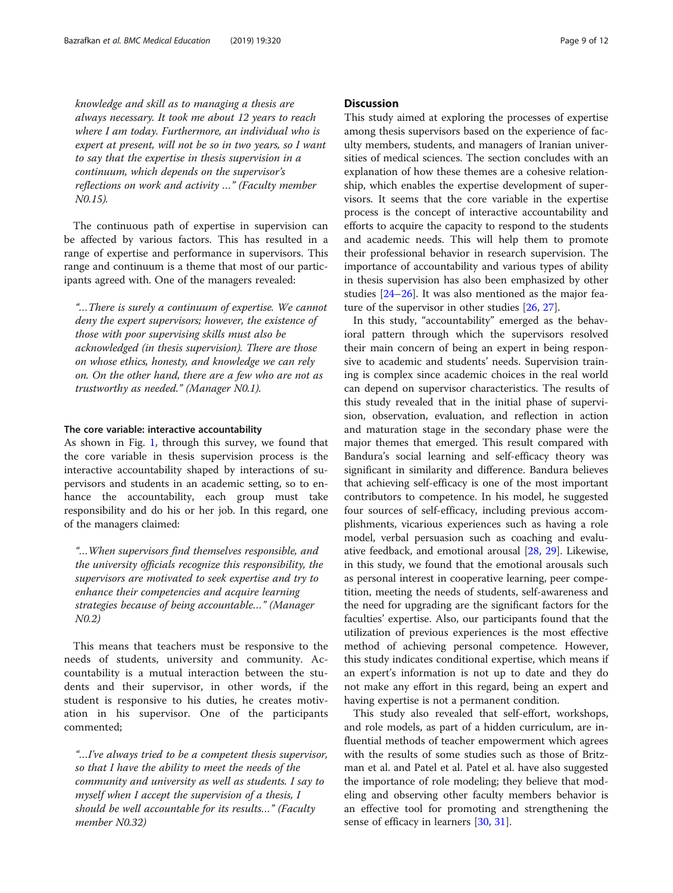*knowledge and skill as to managing a thesis are always necessary. It took me about 12 years to reach where I am today. Furthermore, an individual who is expert at present, will not be so in two years, so I want to say that the expertise in thesis supervision in a continuum, which depends on the supervisor's reflections on work and activity …" (Faculty member N0.15).*

The continuous path of expertise in supervision can be affected by various factors. This has resulted in a range of expertise and performance in supervisors. This range and continuum is a theme that most of our participants agreed with. One of the managers revealed:

*"…There is surely a continuum of expertise. We cannot deny the expert supervisors; however, the existence of those with poor supervising skills must also be acknowledged (in thesis supervision). There are those on whose ethics, honesty, and knowledge we can rely on. On the other hand, there are a few who are not as trustworthy as needed." (Manager N0.1).*

#### The core variable: interactive accountability

As shown in Fig. 1, through this survey, we found that the core variable in thesis supervision process is the interactive accountability shaped by interactions of supervisors and students in an academic setting, so to enhance the accountability, each group must take responsibility and do his or her job. In this regard, one of the managers claimed:

*"…When supervisors find themselves responsible, and the university officials recognize this responsibility, the supervisors are motivated to seek expertise and try to enhance their competencies and acquire learning strategies because of being accountable…" (Manager N0.2)*

This means that teachers must be responsive to the needs of students, university and community. Accountability is a mutual interaction between the students and their supervisor, in other words, if the student is responsive to his duties, he creates motivation in his supervisor. One of the participants commented;

*"…I've always tried to be a competent thesis supervisor, so that I have the ability to meet the needs of the community and university as well as students. I say to myself when I accept the supervision of a thesis, I should be well accountable for its results…" (Faculty member N0.32)*

## Discussion

This study aimed at exploring the processes of expertise among thesis supervisors based on the experience of faculty members, students, and managers of Iranian universities of medical sciences. The section concludes with an explanation of how these themes are a cohesive relationship, which enables the expertise development of supervisors. It seems that the core variable in the expertise process is the concept of interactive accountability and efforts to acquire the capacity to respond to the students and academic needs. This will help them to promote their professional behavior in research supervision. The importance of accountability and various types of ability in thesis supervision has also been emphasized by other studies [24–26]. It was also mentioned as the major feature of the supervisor in other studies [26, 27].

In this study, "accountability" emerged as the behavioral pattern through which the supervisors resolved their main concern of being an expert in being responsive to academic and students' needs. Supervision training is complex since academic choices in the real world can depend on supervisor characteristics. The results of this study revealed that in the initial phase of supervision, observation, evaluation, and reflection in action and maturation stage in the secondary phase were the major themes that emerged. This result compared with Bandura's social learning and self-efficacy theory was significant in similarity and difference. Bandura believes that achieving self-efficacy is one of the most important contributors to competence. In his model, he suggested four sources of self-efficacy, including previous accomplishments, vicarious experiences such as having a role model, verbal persuasion such as coaching and evaluative feedback, and emotional arousal [28, 29]. Likewise, in this study, we found that the emotional arousals such as personal interest in cooperative learning, peer competition, meeting the needs of students, self-awareness and the need for upgrading are the significant factors for the faculties' expertise. Also, our participants found that the utilization of previous experiences is the most effective method of achieving personal competence. However, this study indicates conditional expertise, which means if an expert's information is not up to date and they do not make any effort in this regard, being an expert and having expertise is not a permanent condition.

This study also revealed that self-effort, workshops, and role models, as part of a hidden curriculum, are influential methods of teacher empowerment which agrees with the results of some studies such as those of Britzman et al. and Patel et al. Patel et al. have also suggested the importance of role modeling; they believe that modeling and observing other faculty members behavior is an effective tool for promoting and strengthening the sense of efficacy in learners [30, 31].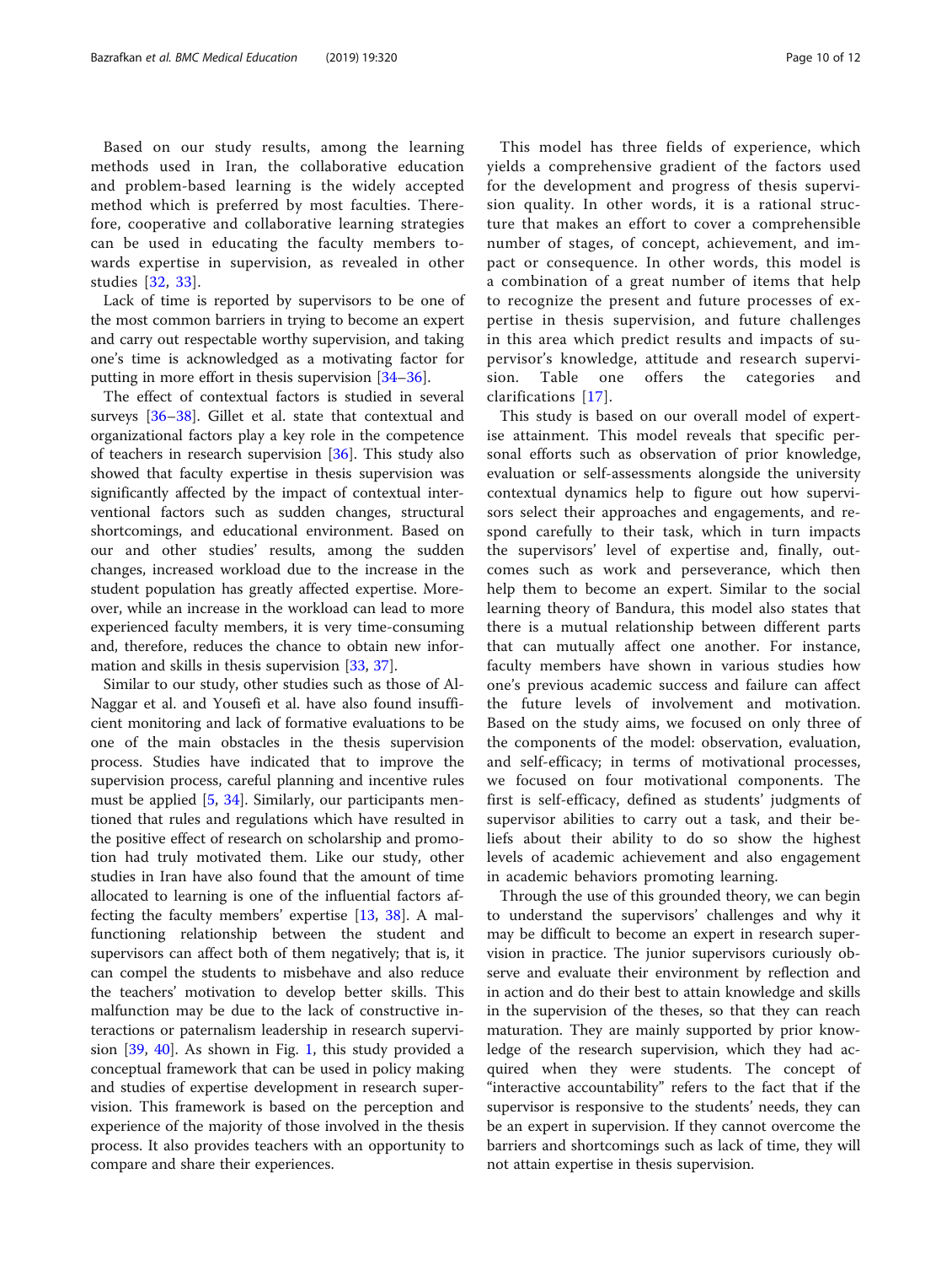Based on our study results, among the learning methods used in Iran, the collaborative education and problem-based learning is the widely accepted method which is preferred by most faculties. Therefore, cooperative and collaborative learning strategies can be used in educating the faculty members towards expertise in supervision, as revealed in other studies [32, 33].

Lack of time is reported by supervisors to be one of the most common barriers in trying to become an expert and carry out respectable worthy supervision, and taking one's time is acknowledged as a motivating factor for putting in more effort in thesis supervision [34–36].

The effect of contextual factors is studied in several surveys [36–38]. Gillet et al. state that contextual and organizational factors play a key role in the competence of teachers in research supervision [36]. This study also showed that faculty expertise in thesis supervision was significantly affected by the impact of contextual interventional factors such as sudden changes, structural shortcomings, and educational environment. Based on our and other studies' results, among the sudden changes, increased workload due to the increase in the student population has greatly affected expertise. Moreover, while an increase in the workload can lead to more experienced faculty members, it is very time-consuming and, therefore, reduces the chance to obtain new information and skills in thesis supervision [33, 37].

Similar to our study, other studies such as those of Al-Naggar et al. and Yousefi et al. have also found insufficient monitoring and lack of formative evaluations to be one of the main obstacles in the thesis supervision process. Studies have indicated that to improve the supervision process, careful planning and incentive rules must be applied [5, 34]. Similarly, our participants mentioned that rules and regulations which have resulted in the positive effect of research on scholarship and promotion had truly motivated them. Like our study, other studies in Iran have also found that the amount of time allocated to learning is one of the influential factors affecting the faculty members' expertise [13, 38]. A malfunctioning relationship between the student and supervisors can affect both of them negatively; that is, it can compel the students to misbehave and also reduce the teachers' motivation to develop better skills. This malfunction may be due to the lack of constructive interactions or paternalism leadership in research supervision [39, 40]. As shown in Fig. 1, this study provided a conceptual framework that can be used in policy making and studies of expertise development in research supervision. This framework is based on the perception and experience of the majority of those involved in the thesis process. It also provides teachers with an opportunity to compare and share their experiences.

This model has three fields of experience, which yields a comprehensive gradient of the factors used for the development and progress of thesis supervision quality. In other words, it is a rational structure that makes an effort to cover a comprehensible number of stages, of concept, achievement, and impact or consequence. In other words, this model is a combination of a great number of items that help to recognize the present and future processes of expertise in thesis supervision, and future challenges in this area which predict results and impacts of supervisor's knowledge, attitude and research supervision. Table one offers the categories and clarifications [17].

This study is based on our overall model of expertise attainment. This model reveals that specific personal efforts such as observation of prior knowledge, evaluation or self-assessments alongside the university contextual dynamics help to figure out how supervisors select their approaches and engagements, and respond carefully to their task, which in turn impacts the supervisors' level of expertise and, finally, outcomes such as work and perseverance, which then help them to become an expert. Similar to the social learning theory of Bandura, this model also states that there is a mutual relationship between different parts that can mutually affect one another. For instance, faculty members have shown in various studies how one's previous academic success and failure can affect the future levels of involvement and motivation. Based on the study aims, we focused on only three of the components of the model: observation, evaluation, and self-efficacy; in terms of motivational processes, we focused on four motivational components. The first is self-efficacy, defined as students' judgments of supervisor abilities to carry out a task, and their beliefs about their ability to do so show the highest levels of academic achievement and also engagement in academic behaviors promoting learning.

Through the use of this grounded theory, we can begin to understand the supervisors' challenges and why it may be difficult to become an expert in research supervision in practice. The junior supervisors curiously observe and evaluate their environment by reflection and in action and do their best to attain knowledge and skills in the supervision of the theses, so that they can reach maturation. They are mainly supported by prior knowledge of the research supervision, which they had acquired when they were students. The concept of "interactive accountability" refers to the fact that if the supervisor is responsive to the students' needs, they can be an expert in supervision. If they cannot overcome the barriers and shortcomings such as lack of time, they will not attain expertise in thesis supervision.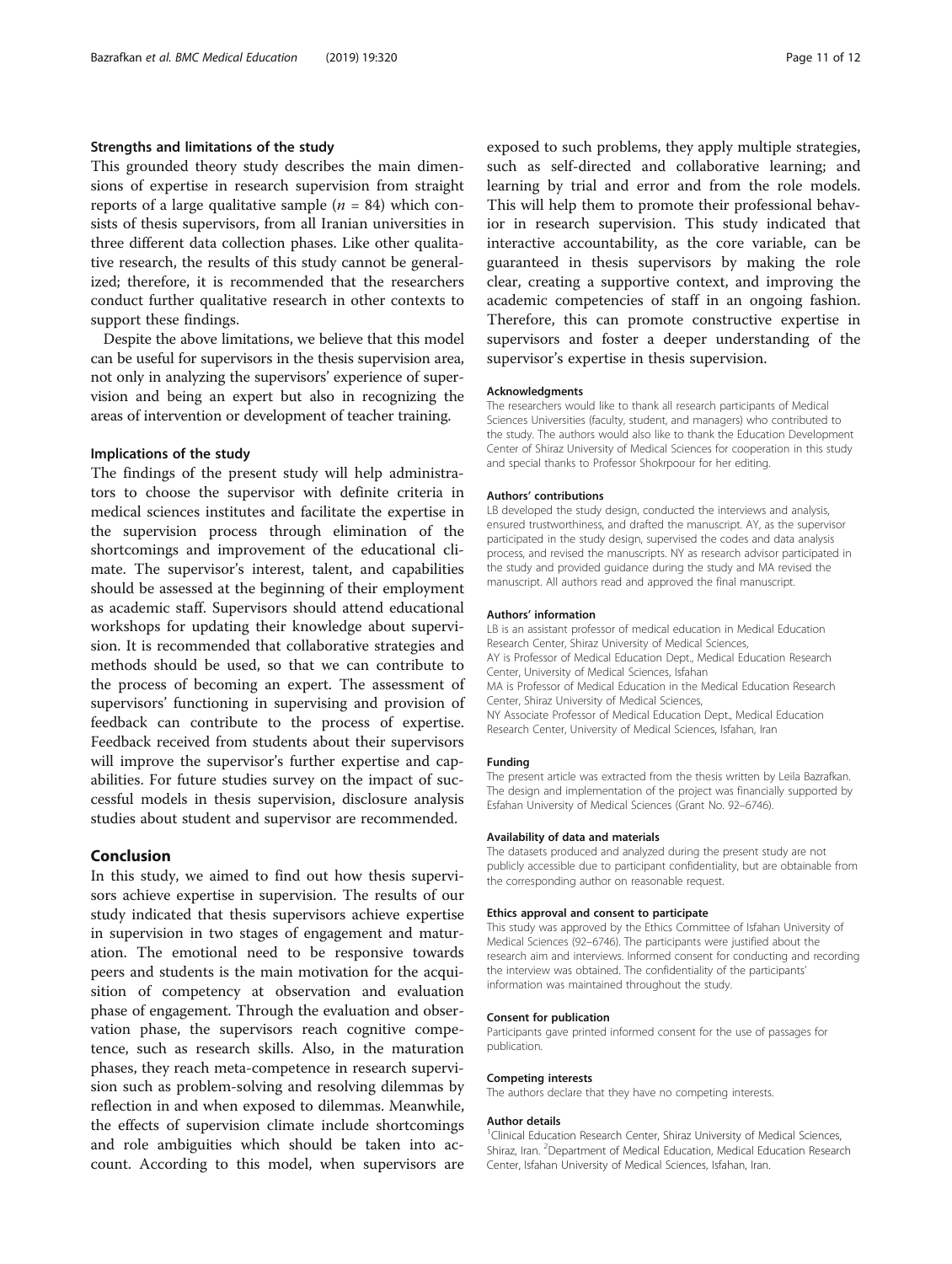### Strengths and limitations of the study

This grounded theory study describes the main dimensions of expertise in research supervision from straight reports of a large qualitative sample ($n$ = 84) which consists of thesis supervisors, from all Iranian universities in three different data collection phases. Like other qualitative research, the results of this study cannot be generalized; therefore, it is recommended that the researchers conduct further qualitative research in other contexts to support these findings.

Despite the above limitations, we believe that this model can be useful for supervisors in the thesis supervision area, not only in analyzing the supervisors' experience of supervision and being an expert but also in recognizing the areas of intervention or development of teacher training.

### Implications of the study

The findings of the present study will help administrators to choose the supervisor with definite criteria in medical sciences institutes and facilitate the expertise in the supervision process through elimination of the shortcomings and improvement of the educational climate. The supervisor's interest, talent, and capabilities should be assessed at the beginning of their employment as academic staff. Supervisors should attend educational workshops for updating their knowledge about supervision. It is recommended that collaborative strategies and methods should be used, so that we can contribute to the process of becoming an expert. The assessment of supervisors' functioning in supervising and provision of feedback can contribute to the process of expertise. Feedback received from students about their supervisors will improve the supervisor's further expertise and capabilities. For future studies survey on the impact of successful models in thesis supervision, disclosure analysis studies about student and supervisor are recommended.

## Conclusion

In this study, we aimed to find out how thesis supervisors achieve expertise in supervision. The results of our study indicated that thesis supervisors achieve expertise in supervision in two stages of engagement and maturation. The emotional need to be responsive towards peers and students is the main motivation for the acquisition of competency at observation and evaluation phase of engagement. Through the evaluation and observation phase, the supervisors reach cognitive competence, such as research skills. Also, in the maturation phases, they reach meta-competence in research supervision such as problem-solving and resolving dilemmas by reflection in and when exposed to dilemmas. Meanwhile, the effects of supervision climate include shortcomings and role ambiguities which should be taken into account. According to this model, when supervisors are exposed to such problems, they apply multiple strategies, such as self-directed and collaborative learning; and learning by trial and error and from the role models. This will help them to promote their professional behavior in research supervision. This study indicated that interactive accountability, as the core variable, can be guaranteed in thesis supervisors by making the role clear, creating a supportive context, and improving the academic competencies of staff in an ongoing fashion. Therefore, this can promote constructive expertise in supervisors and foster a deeper understanding of the supervisor's expertise in thesis supervision.

#### Acknowledgments

The researchers would like to thank all research participants of Medical Sciences Universities (faculty, student, and managers) who contributed to the study. The authors would also like to thank the Education Development Center of Shiraz University of Medical Sciences for cooperation in this study and special thanks to Professor Shokrpoour for her editing.

#### Authors' contributions

LB developed the study design, conducted the interviews and analysis, ensured trustworthiness, and drafted the manuscript. AY, as the supervisor participated in the study design, supervised the codes and data analysis process, and revised the manuscripts. NY as research advisor participated in the study and provided guidance during the study and MA revised the manuscript. All authors read and approved the final manuscript.

#### Authors' information

LB is an assistant professor of medical education in Medical Education Research Center, Shiraz University of Medical Sciences,
AY is Professor of Medical Education Dept., Medical Education Research Center, University of Medical Sciences, Isfahan
MA is Professor of Medical Education in the Medical Education Research Center, Shiraz University of Medical Sciences,
NY Associate Professor of Medical Education Dept., Medical Education Research Center, University of Medical Sciences, Isfahan, Iran

#### Funding

The present article was extracted from the thesis written by Leila Bazrafkan. The design and implementation of the project was financially supported by Esfahan University of Medical Sciences (Grant No. 92–6746).

#### Availability of data and materials

The datasets produced and analyzed during the present study are not publicly accessible due to participant confidentiality, but are obtainable from the corresponding author on reasonable request.

#### Ethics approval and consent to participate

This study was approved by the Ethics Committee of Isfahan University of Medical Sciences (92–6746). The participants were justified about the research aim and interviews. Informed consent for conducting and recording the interview was obtained. The confidentiality of the participants' information was maintained throughout the study.

#### Consent for publication

Participants gave printed informed consent for the use of passages for publication.

#### Competing interests

The authors declare that they have no competing interests.

#### Author details

[1]Clinical Education Research Center, Shiraz University of Medical Sciences, Shiraz, Iran. [2]Department of Medical Education, Medical Education Research Center, Isfahan University of Medical Sciences, Isfahan, Iran.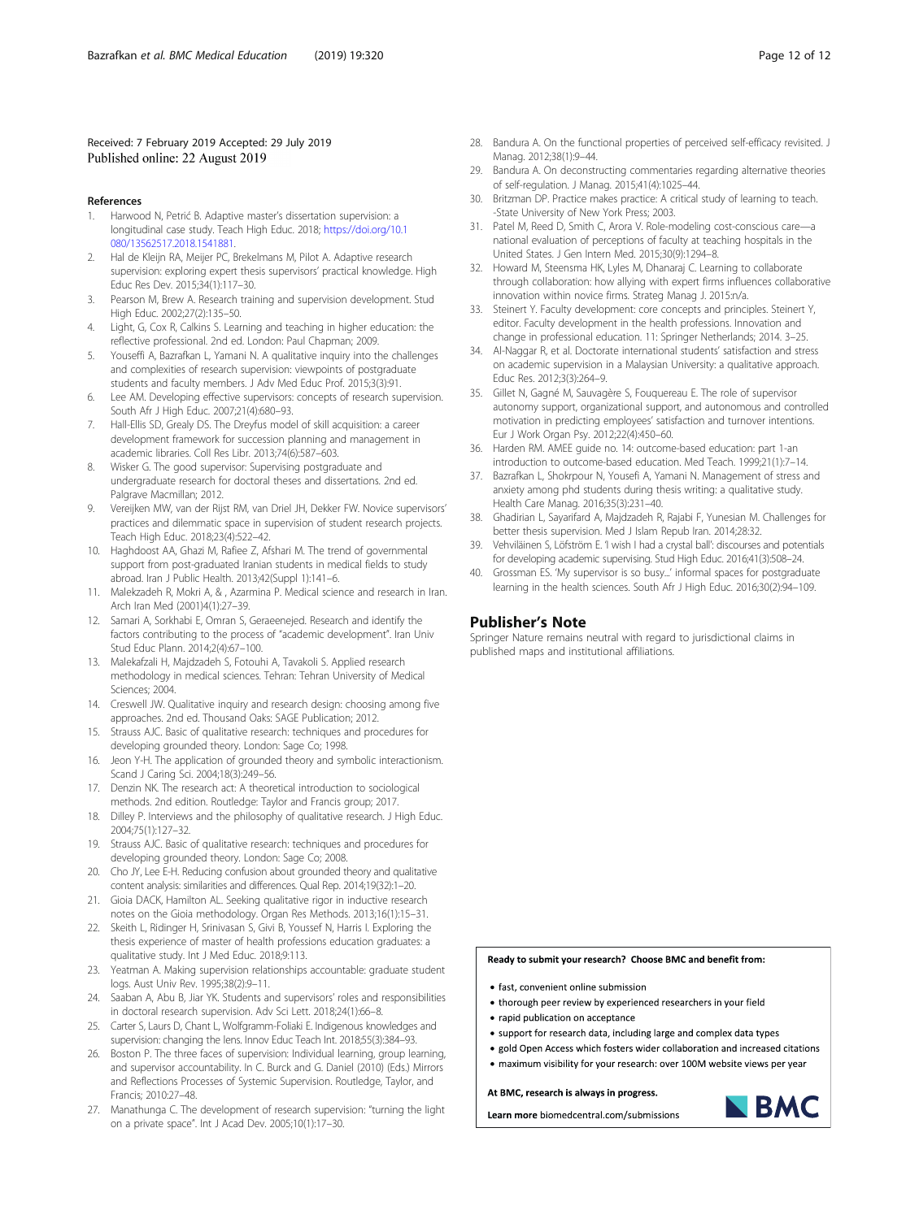Received: 7 February 2019 Accepted: 29 July 2019
Published online: 22 August 2019

## References

1. Harwood N, Petrić B. Adaptive master's dissertation supervision: a longitudinal case study. Teach High Educ. 2018; https://doi.org/10.1080/13562517.2018.1541881.
2. Hal de Kleijn RA, Meijer PC, Brekelmans M, Pilot A. Adaptive research supervision: exploring expert thesis supervisors' practical knowledge. High Educ Res Dev. 2015;34(1):117–30.
3. Pearson M, Brew A. Research training and supervision development. Stud High Educ. 2002;27(2):135–50.
4. Light, G, Cox R, Calkins S. Learning and teaching in higher education: the reflective professional. 2nd ed. London: Paul Chapman; 2009.
5. Youseffi A, Bazrafkan L, Yamani N. A qualitative inquiry into the challenges and complexities of research supervision: viewpoints of postgraduate students and faculty members. J Adv Med Educ Prof. 2015;3(3):91.
6. Lee AM. Developing effective supervisors: concepts of research supervision. South Afr J High Educ. 2007;21(4):680–93.
7. Hall-Ellis SD, Grealy DS. The Dreyfus model of skill acquisition: a career development framework for succession planning and management in academic libraries. Coll Res Libr. 2013;74(6):587–603.
8. Wisker G. The good supervisor: Supervising postgraduate and undergraduate research for doctoral theses and dissertations. 2nd ed. Palgrave Macmillan; 2012.
9. Vereijken MW, van der Rijst RM, van Driel JH, Dekker FW. Novice supervisors' practices and dilemmatic space in supervision of student research projects. Teach High Educ. 2018;23(4):522–42.
10. Haghdoost AA, Ghazi M, Rafiee Z, Afshari M. The trend of governmental support from post-graduated Iranian students in medical fields to study abroad. Iran J Public Health. 2013;42(Suppl 1):141–6.
11. Malekzadeh R, Mokri A, & , Azarmina P. Medical science and research in Iran. Arch Iran Med (2001)4(1):27–39.
12. Samari A, Sorkhabi E, Omran S, Geraeenejed. Research and identify the factors contributing to the process of "academic development". Iran Univ Stud Educ Plann. 2014;2(4):67–100.
13. Malekafzali H, Majdzadeh S, Fotouhi A, Tavakoli S. Applied research methodology in medical sciences. Tehran: Tehran University of Medical Sciences; 2004.
14. Creswell JW. Qualitative inquiry and research design: choosing among five approaches. 2nd ed. Thousand Oaks: SAGE Publication; 2012.
15. Strauss AJC. Basic of qualitative research: techniques and procedures for developing grounded theory. London: Sage Co; 1998.
16. Jeon Y-H. The application of grounded theory and symbolic interactionism. Scand J Caring Sci. 2004;18(3):249–56.
17. Denzin NK. The research act: A theoretical introduction to sociological methods. 2nd edition. Routledge: Taylor and Francis group; 2017.
18. Dilley P. Interviews and the philosophy of qualitative research. J High Educ. 2004;75(1):127–32.
19. Strauss AJC. Basic of qualitative research: techniques and procedures for developing grounded theory. London: Sage Co; 2008.
20. Cho JY, Lee E-H. Reducing confusion about grounded theory and qualitative content analysis: similarities and differences. Qual Rep. 2014;19(32):1–20.
21. Gioia DACK, Hamilton AL. Seeking qualitative rigor in inductive research notes on the Gioia methodology. Organ Res Methods. 2013;16(1):15–31.
22. Skeith L, Ridinger H, Srinivasan S, Givi B, Youssef N, Harris I. Exploring the thesis experience of master of health professions education graduates: a qualitative study. Int J Med Educ. 2018;9:113.
23. Yeatman A. Making supervision relationships accountable: graduate student logs. Aust Univ Rev. 1995;38(2):9–11.
24. Saaban A, Abu B, Jiar YK. Students and supervisors' roles and responsibilities in doctoral research supervision. Adv Sci Lett. 2018;24(1):66–8.
25. Carter S, Laurs D, Chant L, Wolfgramm-Foliaki E. Indigenous knowledges and supervision: changing the lens. Innov Educ Teach Int. 2018;55(3):384–93.
26. Boston P. The three faces of supervision: Individual learning, group learning, and supervisor accountability. In C. Burck and G. Daniel (2010) (Eds.) Mirrors and Reflections Processes of Systemic Supervision. Routledge, Taylor, and Francis; 2010:27–48.
27. Manathunga C. The development of research supervision: "turning the light on a private space". Int J Acad Dev. 2005;10(1):17–30.
28. Bandura A. On the functional properties of perceived self-efficacy revisited. J Manag. 2012;38(1):9–44.
29. Bandura A. On deconstructing commentaries regarding alternative theories of self-regulation. J Manag. 2015;41(4):1025–44.
30. Britzman DP. Practice makes practice: A critical study of learning to teach. -State University of New York Press; 2003.
31. Patel M, Reed D, Smith C, Arora V. Role-modeling cost-conscious care—a national evaluation of perceptions of faculty at teaching hospitals in the United States. J Gen Intern Med. 2015;30(9):1294–8.
32. Howard M, Steensma HK, Lyles M, Dhanaraj C. Learning to collaborate through collaboration: how allying with expert firms influences collaborative innovation within novice firms. Strateg Manag J. 2015:n/a.
33. Steinert Y. Faculty development: core concepts and principles. Steinert Y, editor. Faculty development in the health professions. Innovation and change in professional education. 11: Springer Netherlands; 2014. 3–25.
34. Al-Naggar R, et al. Doctorate international students' satisfaction and stress on academic supervision in a Malaysian University: a qualitative approach. Educ Res. 2012;3(3):264–9.
35. Gillet N, Gagné M, Sauvagère S, Fouquereau E. The role of supervisor autonomy support, organizational support, and autonomous and controlled motivation in predicting employees' satisfaction and turnover intentions. Eur J Work Organ Psy. 2012;22(4):450–60.
36. Harden RM. AMEE guide no. 14: outcome-based education: part 1-an introduction to outcome-based education. Med Teach. 1999;21(1):7–14.
37. Bazrafkan L, Shokrpour N, Yousefi A, Yamani N. Management of stress and anxiety among phd students during thesis writing: a qualitative study. Health Care Manag. 2016;35(3):231–40.
38. Ghadirian L, Sayarifard A, Majdzadeh R, Rajabi F, Yunesian M. Challenges for better thesis supervision. Med J Islam Repub Iran. 2014;28:32.
39. Vehviläinen S, Löfström E. 'I wish I had a crystal ball': discourses and potentials for developing academic supervising. Stud High Educ. 2016;41(3):508–24.
40. Grossman ES. 'My supervisor is so busy…' informal spaces for postgraduate learning in the health sciences. South Afr J High Educ. 2016;30(2):94–109.

## Publisher's Note

Springer Nature remains neutral with regard to jurisdictional claims in published maps and institutional affiliations.

**Ready to submit your research? Choose BMC and benefit from:**

- fast, convenient online submission
- thorough peer review by experienced researchers in your field
- rapid publication on acceptance
- support for research data, including large and complex data types
- gold Open Access which fosters wider collaboration and increased citations
- maximum visibility for your research: over 100M website views per year

**At BMC, research is always in progress.**

**Learn more** biomedcentral.com/submissions

BMC